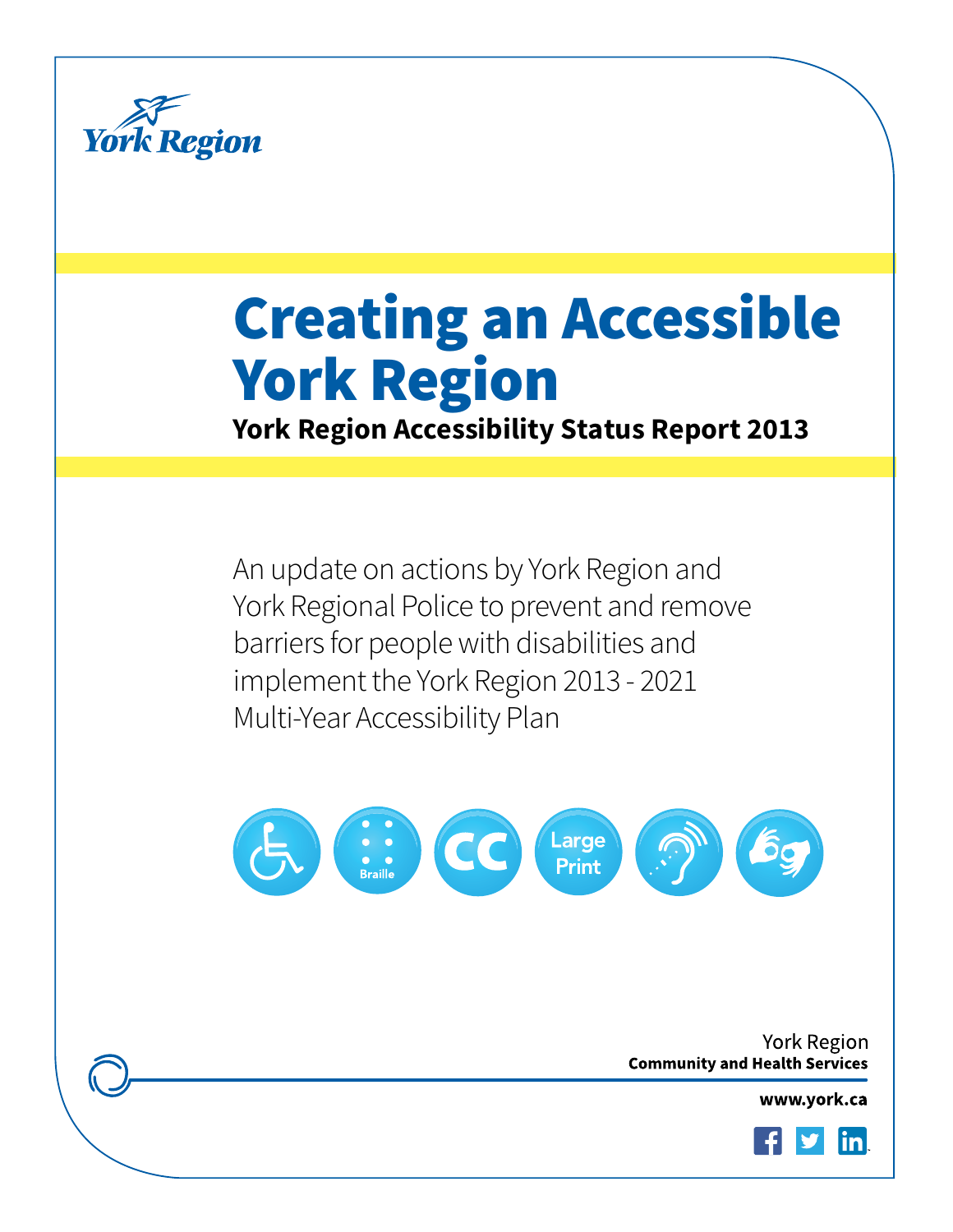York Region

# Creating an Accessible York Region

**York Region Accessibility Status Report 2013**

An update on actions by York Region and York Regional Police to prevent and remove barriers for people with disabilities and implement the York Region 2013 - 2021 Multi-Year Accessibility Plan

Braille

CC

Large Print

York Region
**Community and Health Services**

**www.york.ca**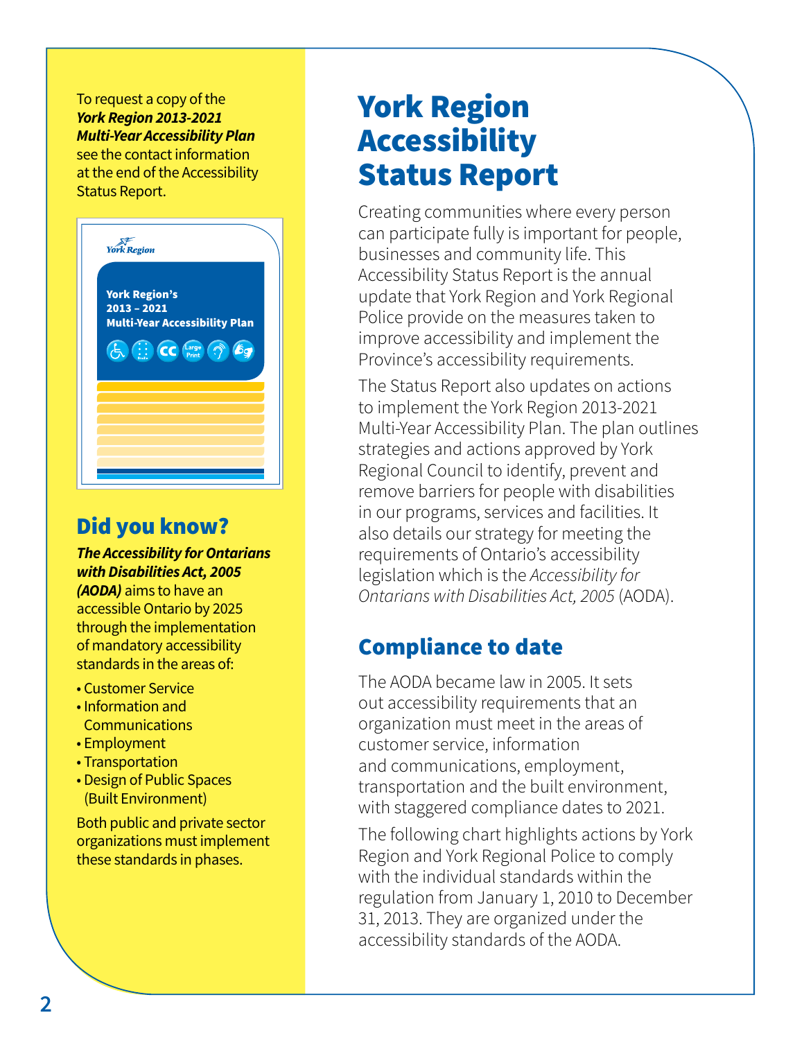To request a copy of the ***York Region 2013-2021 Multi-Year Accessibility Plan*** see the contact information at the end of the Accessibility Status Report.

York Region's 2013 – 2021 Multi-Year Accessibility Plan

## Did you know?

***The Accessibility for Ontarians with Disabilities Act, 2005 (AODA)*** aims to have an accessible Ontario by 2025 through the implementation of mandatory accessibility standards in the areas of:

- Customer Service
- Information and Communications
- Employment
- Transportation
- Design of Public Spaces (Built Environment)

Both public and private sector organizations must implement these standards in phases.

# York Region Accessibility Status Report

Creating communities where every person can participate fully is important for people, businesses and community life. This Accessibility Status Report is the annual update that York Region and York Regional Police provide on the measures taken to improve accessibility and implement the Province's accessibility requirements.

The Status Report also updates on actions to implement the York Region 2013-2021 Multi-Year Accessibility Plan. The plan outlines strategies and actions approved by York Regional Council to identify, prevent and remove barriers for people with disabilities in our programs, services and facilities. It also details our strategy for meeting the requirements of Ontario's accessibility legislation which is the *Accessibility for Ontarians with Disabilities Act, 2005* (AODA).

## Compliance to date

The AODA became law in 2005. It sets out accessibility requirements that an organization must meet in the areas of customer service, information and communications, employment, transportation and the built environment, with staggered compliance dates to 2021.

The following chart highlights actions by York Region and York Regional Police to comply with the individual standards within the regulation from January 1, 2010 to December 31, 2013. They are organized under the accessibility standards of the AODA.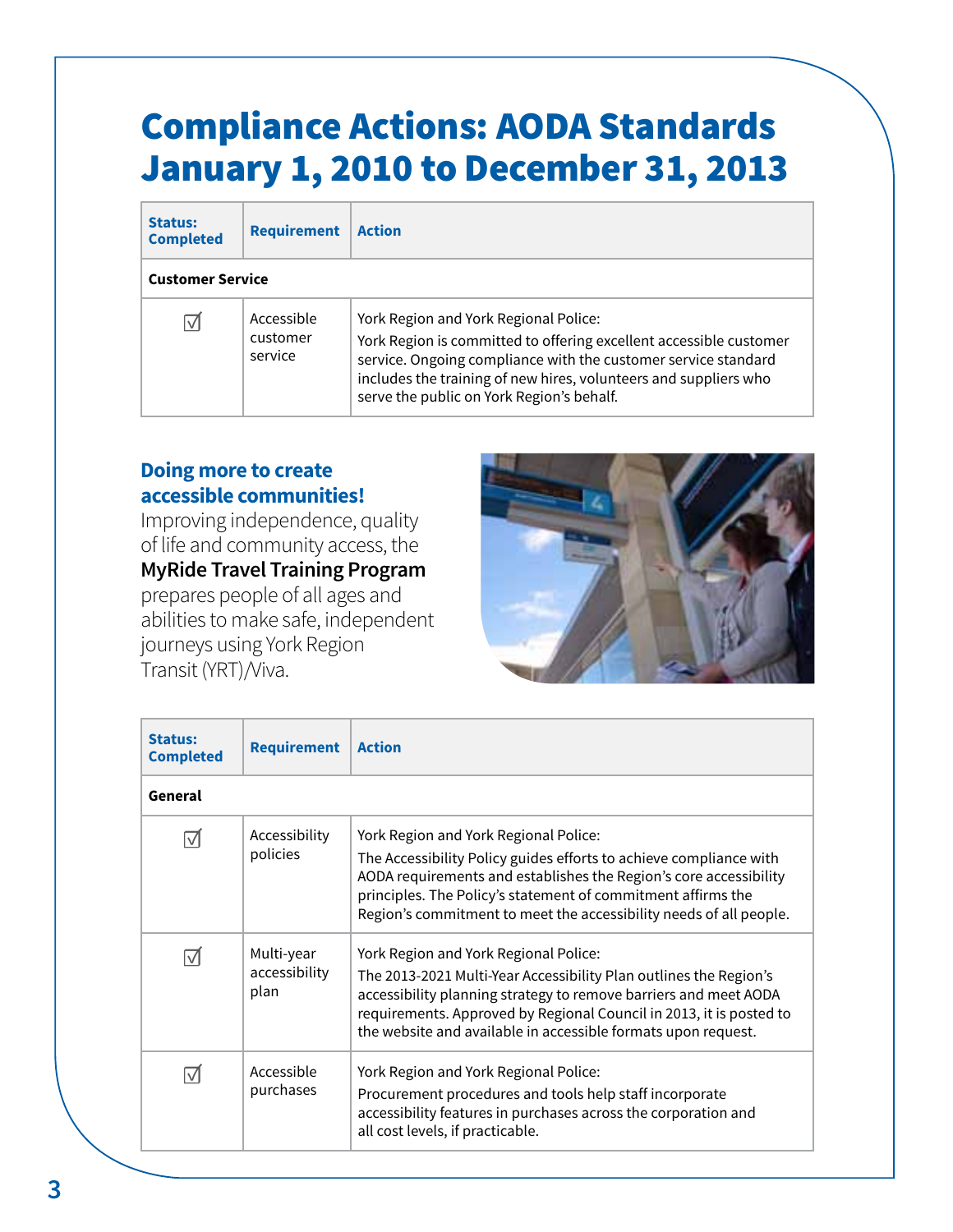# Compliance Actions: AODA Standards January 1, 2010 to December 31, 2013

| Status: Completed | Requirement | Action |
|---|---|---|
| **Customer Service** | | |
| ☑ | Accessible customer service | York Region and York Regional Police: York Region is committed to offering excellent accessible customer service. Ongoing compliance with the customer service standard includes the training of new hires, volunteers and suppliers who serve the public on York Region's behalf. |

## Doing more to create accessible communities!

Improving independence, quality of life and community access, the **MyRide Travel Training Program** prepares people of all ages and abilities to make safe, independent journeys using York Region Transit (YRT)/Viva.

| Status: Completed | Requirement | Action |
|---|---|---|
| **General** | | |
| ☑ | Accessibility policies | York Region and York Regional Police: The Accessibility Policy guides efforts to achieve compliance with AODA requirements and establishes the Region's core accessibility principles. The Policy's statement of commitment affirms the Region's commitment to meet the accessibility needs of all people. |
| ☑ | Multi-year accessibility plan | York Region and York Regional Police: The 2013-2021 Multi-Year Accessibility Plan outlines the Region's accessibility planning strategy to remove barriers and meet AODA requirements. Approved by Regional Council in 2013, it is posted to the website and available in accessible formats upon request. |
| ☑ | Accessible purchases | York Region and York Regional Police: Procurement procedures and tools help staff incorporate accessibility features in purchases across the corporation and all cost levels, if practicable. |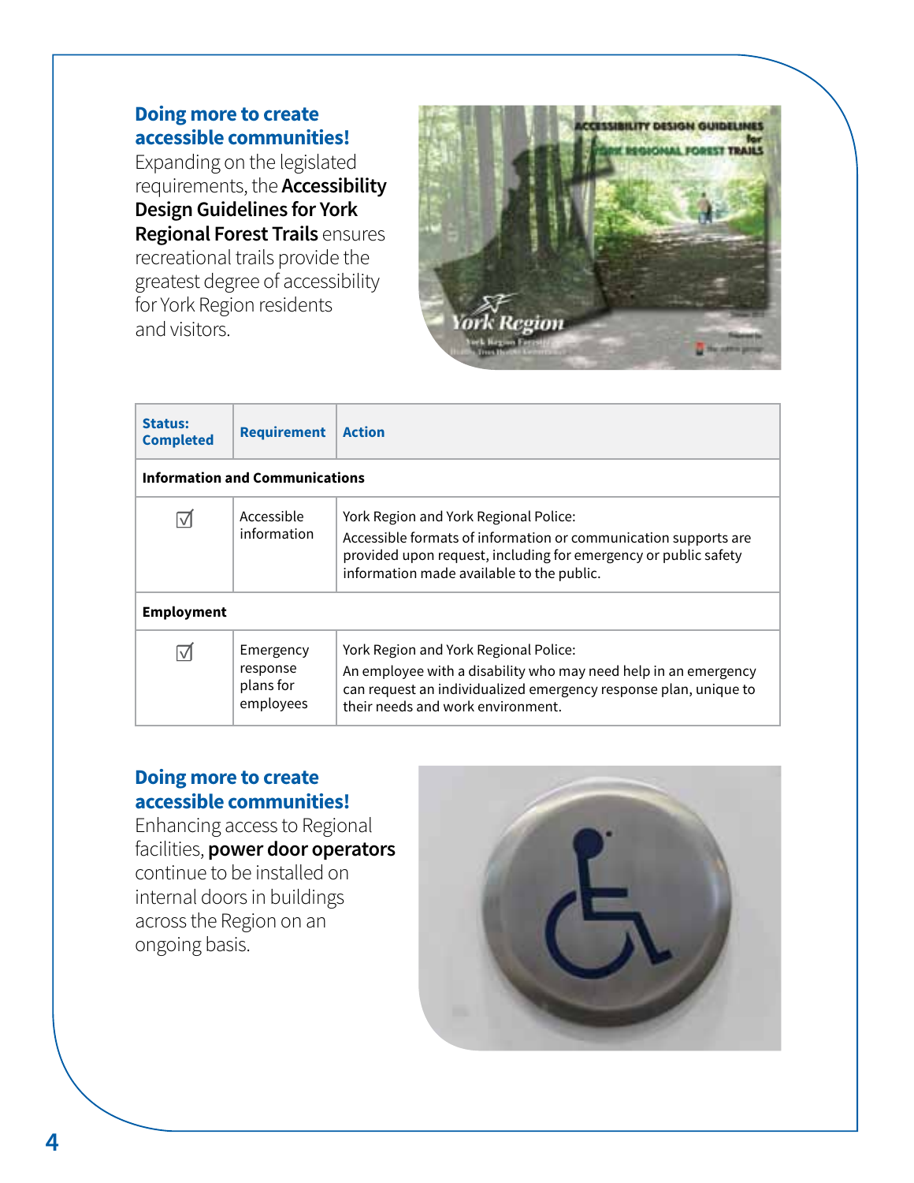## Doing more to create accessible communities!

Expanding on the legislated requirements, the **Accessibility Design Guidelines for York Regional Forest Trails** ensures recreational trails provide the greatest degree of accessibility for York Region residents and visitors.

| Status: Completed | Requirement | Action |
|---|---|---|
| **Information and Communications** | | |
| ☑ | Accessible information | York Region and York Regional Police: Accessible formats of information or communication supports are provided upon request, including for emergency or public safety information made available to the public. |
| **Employment** | | |
| ☑ | Emergency response plans for employees | York Region and York Regional Police: An employee with a disability who may need help in an emergency can request an individualized emergency response plan, unique to their needs and work environment. |

## Doing more to create accessible communities!

Enhancing access to Regional facilities, **power door operators** continue to be installed on internal doors in buildings across the Region on an ongoing basis.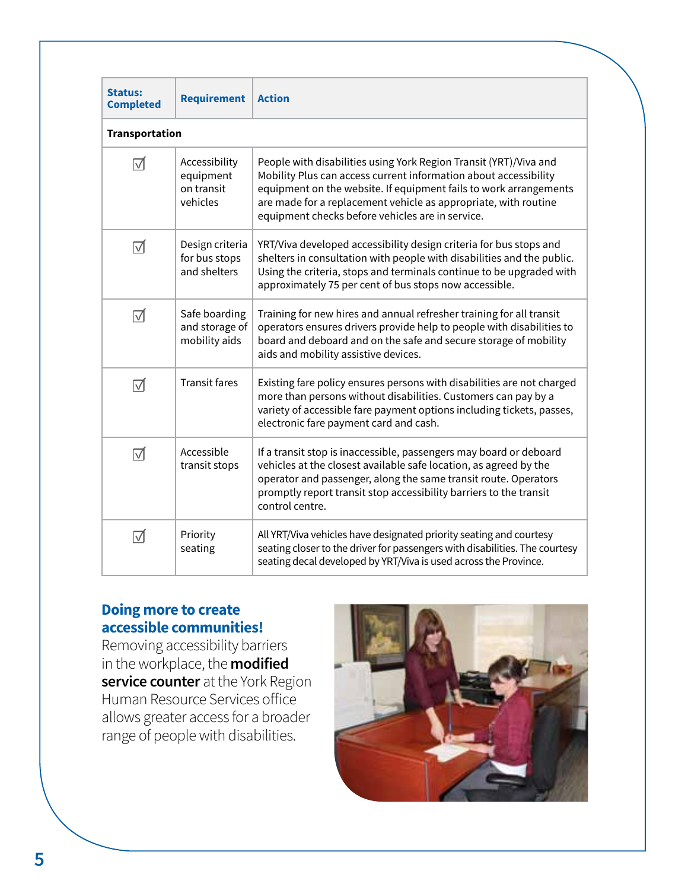| Status: Completed | Requirement | Action |
|---|---|---|
| **Transportation** | | |
| ☑ | Accessibility equipment on transit vehicles | People with disabilities using York Region Transit (YRT)/Viva and Mobility Plus can access current information about accessibility equipment on the website. If equipment fails to work arrangements are made for a replacement vehicle as appropriate, with routine equipment checks before vehicles are in service. |
| ☑ | Design criteria for bus stops and shelters | YRT/Viva developed accessibility design criteria for bus stops and shelters in consultation with people with disabilities and the public. Using the criteria, stops and terminals continue to be upgraded with approximately 75 per cent of bus stops now accessible. |
| ☑ | Safe boarding and storage of mobility aids | Training for new hires and annual refresher training for all transit operators ensures drivers provide help to people with disabilities to board and deboard and on the safe and secure storage of mobility aids and mobility assistive devices. |
| ☑ | Transit fares | Existing fare policy ensures persons with disabilities are not charged more than persons without disabilities. Customers can pay by a variety of accessible fare payment options including tickets, passes, electronic fare payment card and cash. |
| ☑ | Accessible transit stops | If a transit stop is inaccessible, passengers may board or deboard vehicles at the closest available safe location, as agreed by the operator and passenger, along the same transit route. Operators promptly report transit stop accessibility barriers to the transit control centre. |
| ☑ | Priority seating | All YRT/Viva vehicles have designated priority seating and courtesy seating closer to the driver for passengers with disabilities. The courtesy seating decal developed by YRT/Viva is used across the Province. |

## Doing more to create accessible communities!

Removing accessibility barriers in the workplace, the **modified service counter** at the York Region Human Resource Services office allows greater access for a broader range of people with disabilities.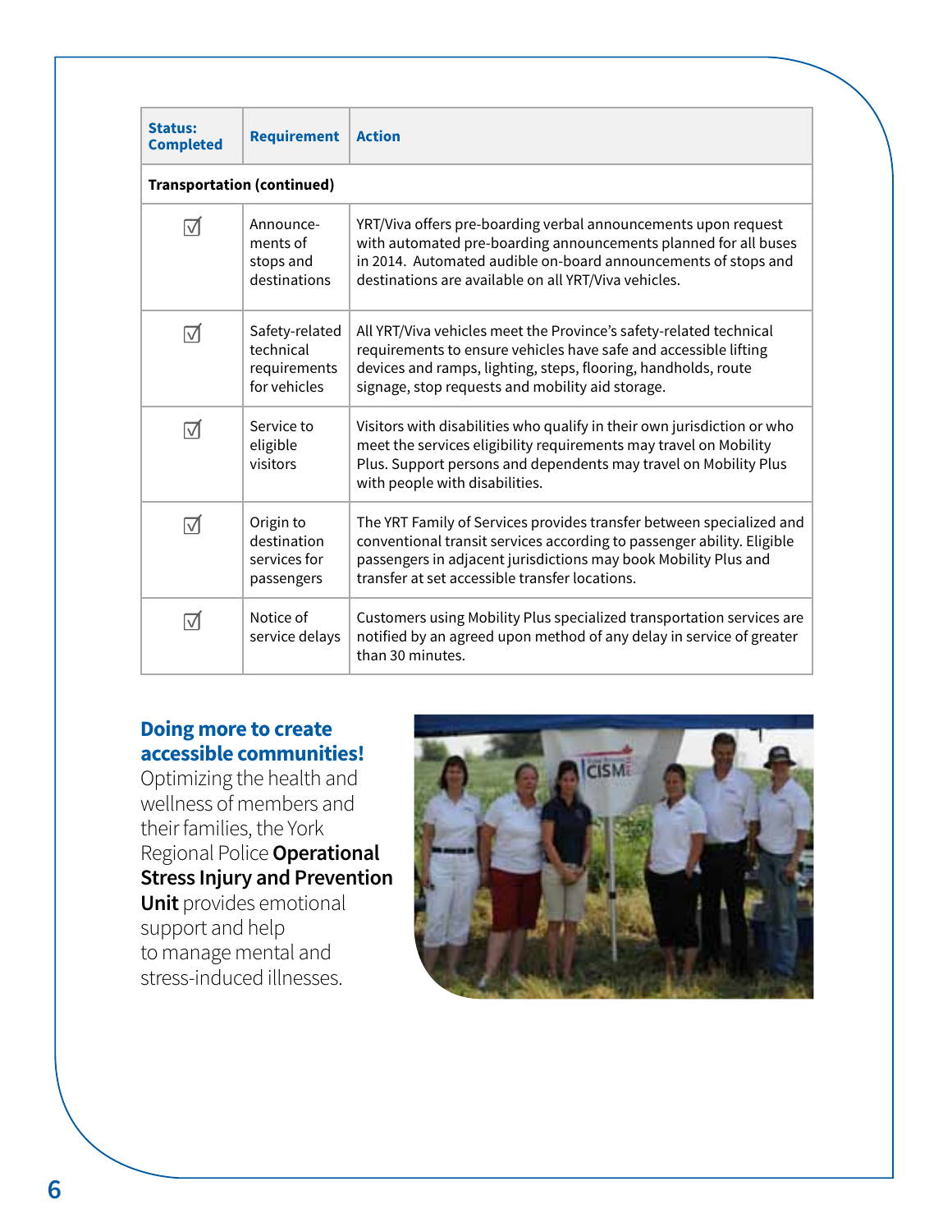| Status: Completed | Requirement | Action |
|---|---|---|
| **Transportation (continued)** | | |
| ☑ | Announcements of stops and destinations | YRT/Viva offers pre-boarding verbal announcements upon request with automated pre-boarding announcements planned for all buses in 2014. Automated audible on-board announcements of stops and destinations are available on all YRT/Viva vehicles. |
| ☑ | Safety-related technical requirements for vehicles | All YRT/Viva vehicles meet the Province's safety-related technical requirements to ensure vehicles have safe and accessible lifting devices and ramps, lighting, steps, flooring, handholds, route signage, stop requests and mobility aid storage. |
| ☑ | Service to eligible visitors | Visitors with disabilities who qualify in their own jurisdiction or who meet the services eligibility requirements may travel on Mobility Plus. Support persons and dependents may travel on Mobility Plus with people with disabilities. |
| ☑ | Origin to destination services for passengers | The YRT Family of Services provides transfer between specialized and conventional transit services according to passenger ability. Eligible passengers in adjacent jurisdictions may book Mobility Plus and transfer at set accessible transfer locations. |
| ☑ | Notice of service delays | Customers using Mobility Plus specialized transportation services are notified by an agreed upon method of any delay in service of greater than 30 minutes. |

## Doing more to create accessible communities!

Optimizing the health and wellness of members and their families, the York Regional Police **Operational Stress Injury and Prevention Unit** provides emotional support and help to manage mental and stress-induced illnesses.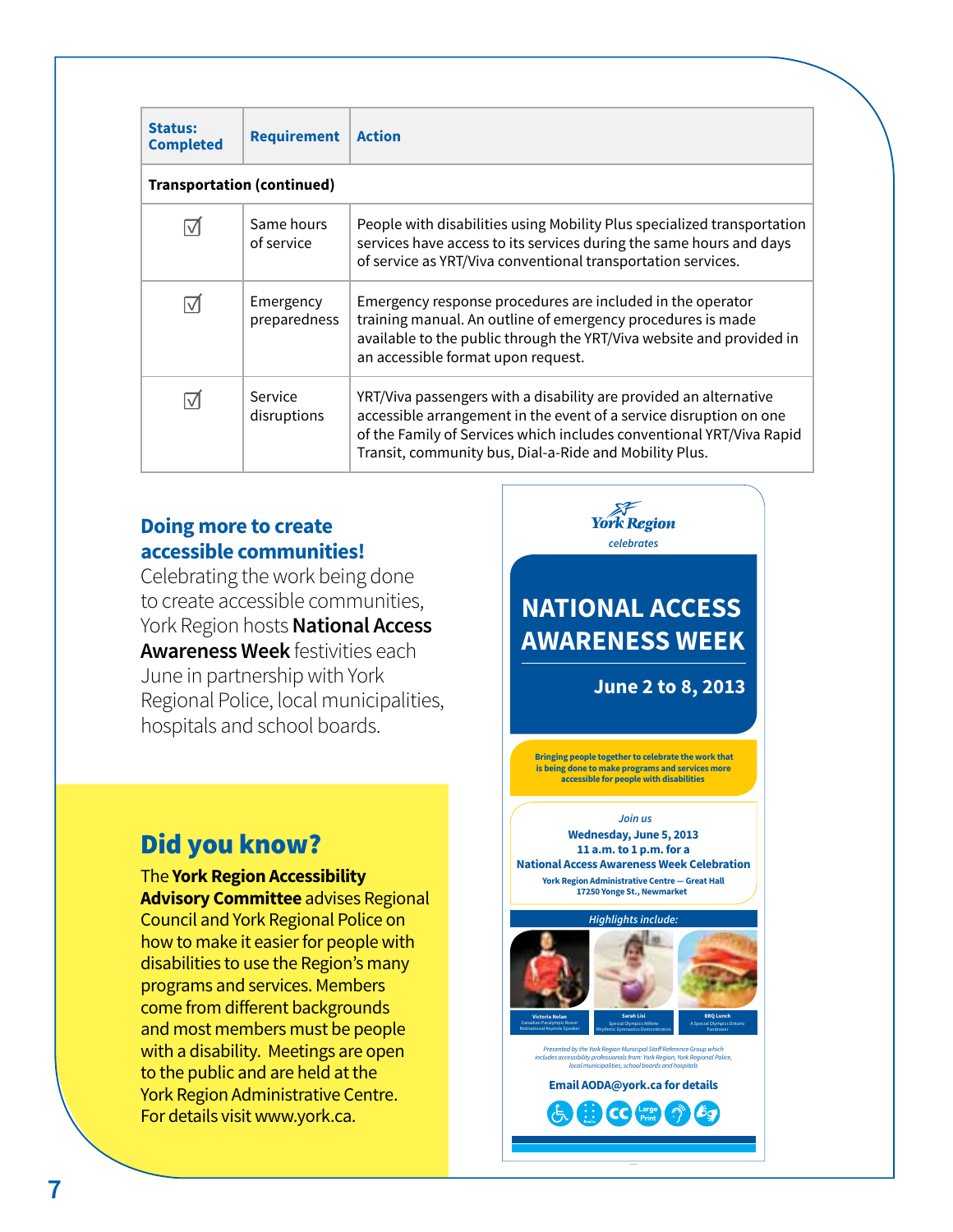| Status: Completed | Requirement | Action |
|---|---|---|
| **Transportation (continued)** | | |
| ☑ | Same hours of service | People with disabilities using Mobility Plus specialized transportation services have access to its services during the same hours and days of service as YRT/Viva conventional transportation services. |
| ☑ | Emergency preparedness | Emergency response procedures are included in the operator training manual. An outline of emergency procedures is made available to the public through the YRT/Viva website and provided in an accessible format upon request. |
| ☑ | Service disruptions | YRT/Viva passengers with a disability are provided an alternative accessible arrangement in the event of a service disruption on one of the Family of Services which includes conventional YRT/Viva Rapid Transit, community bus, Dial-a-Ride and Mobility Plus. |

## Doing more to create accessible communities!

Celebrating the work being done to create accessible communities, York Region hosts **National Access Awareness Week** festivities each June in partnership with York Regional Police, local municipalities, hospitals and school boards.

## Did you know?

The **York Region Accessibility Advisory Committee** advises Regional Council and York Regional Police on how to make it easier for people with disabilities to use the Region's many programs and services. Members come from different backgrounds and most members must be people with a disability. Meetings are open to the public and are held at the York Region Administrative Centre. For details visit www.york.ca.

York Region *celebrates*

## NATIONAL ACCESS AWARENESS WEEK

**June 2 to 8, 2013**

**Bringing people together to celebrate the work that is being done to make programs and services more accessible for people with disabilities**

*Join us*

**Wednesday, June 5, 2013**
**11 a.m. to 1 p.m. for a**
**National Access Awareness Week Celebration**
**York Region Administrative Centre — Great Hall**
**17250 Yonge St., Newmarket**

*Highlights include:*

**Victoria Nolan** – Canadian Paralympic Rower, Motivational Keynote Speaker
**Sarah Lisi** – Special Olympics Athlete, Rhythmic Gymnastics Demonstration
**BBQ Lunch** – A Special Olympics Ontario Fundraiser

*Presented by the York Region Municipal Staff Reference Group which includes accessibility professionals from: York Region, York Regional Police, local municipalities, school boards and hospitals*

**Email AODA@york.ca for details**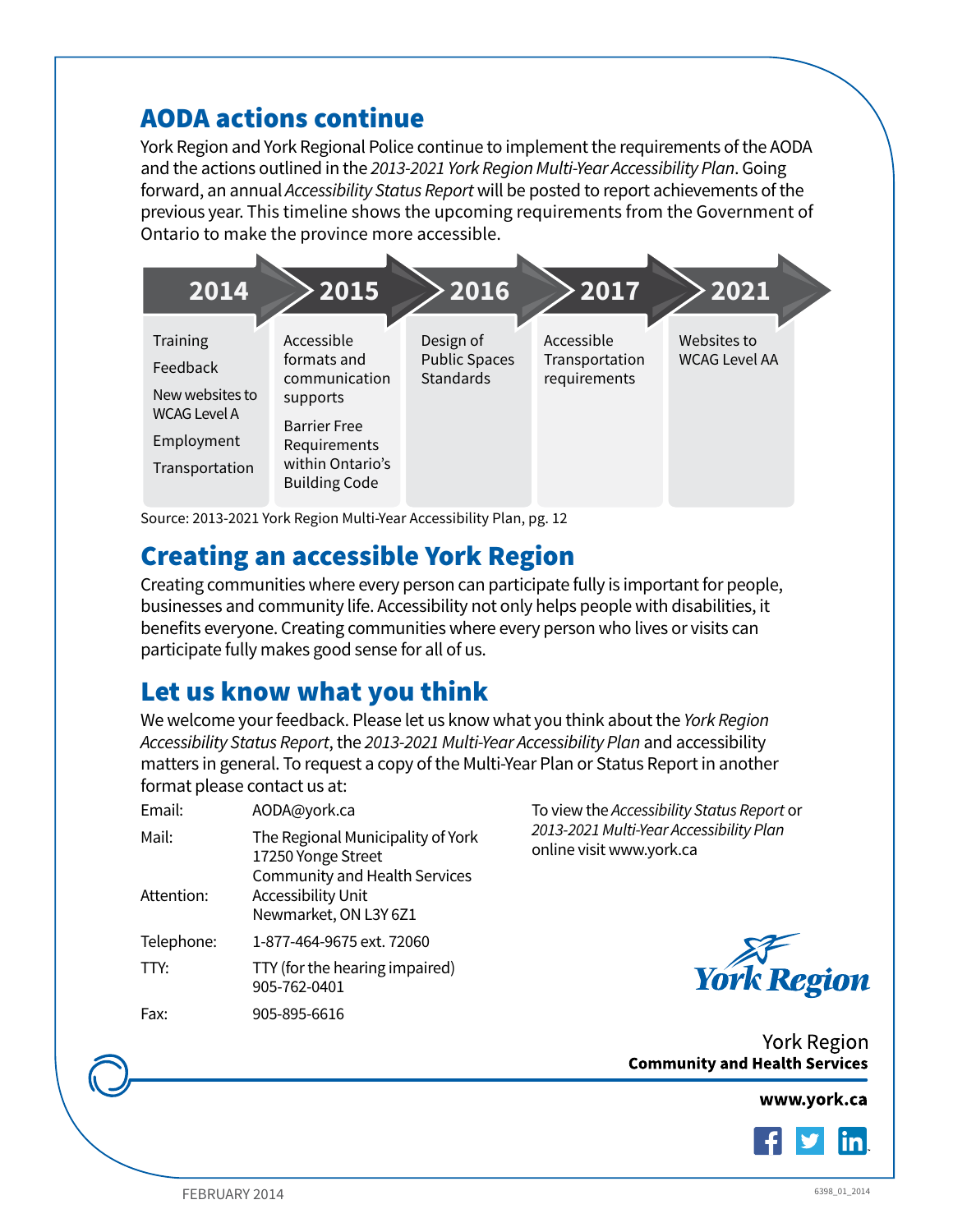## AODA actions continue

York Region and York Regional Police continue to implement the requirements of the AODA and the actions outlined in the *2013-2021 York Region Multi-Year Accessibility Plan*. Going forward, an annual *Accessibility Status Report* will be posted to report achievements of the previous year. This timeline shows the upcoming requirements from the Government of Ontario to make the province more accessible.

| 2014 | 2015 | 2016 | 2017 | 2021 |
|---|---|---|---|---|
| Training<br>Feedback<br>New websites to WCAG Level A<br>Employment<br>Transportation | Accessible formats and communication supports<br>Barrier Free Requirements within Ontario's Building Code | Design of Public Spaces Standards | Accessible Transportation requirements | Websites to WCAG Level AA |

Source: 2013-2021 York Region Multi-Year Accessibility Plan, pg. 12

## Creating an accessible York Region

Creating communities where every person can participate fully is important for people, businesses and community life. Accessibility not only helps people with disabilities, it benefits everyone. Creating communities where every person who lives or visits can participate fully makes good sense for all of us.

## Let us know what you think

We welcome your feedback. Please let us know what you think about the *York Region Accessibility Status Report*, the *2013-2021 Multi-Year Accessibility Plan* and accessibility matters in general. To request a copy of the Multi-Year Plan or Status Report in another format please contact us at:

| | |
|---|---|
| Email: | AODA@york.ca |
| Mail: | The Regional Municipality of York<br>17250 Yonge Street<br>Community and Health Services |
| Attention: | Accessibility Unit<br>Newmarket, ON L3Y 6Z1 |
| Telephone: | 1-877-464-9675 ext. 72060 |
| TTY: | TTY (for the hearing impaired)<br>905-762-0401 |
| Fax: | 905-895-6616 |

To view the *Accessibility Status Report* or *2013-2021 Multi-Year Accessibility Plan* online visit www.york.ca

York Region

**Community and Health Services**

**www.york.ca**

FEBRUARY 2014

6398_01_2014